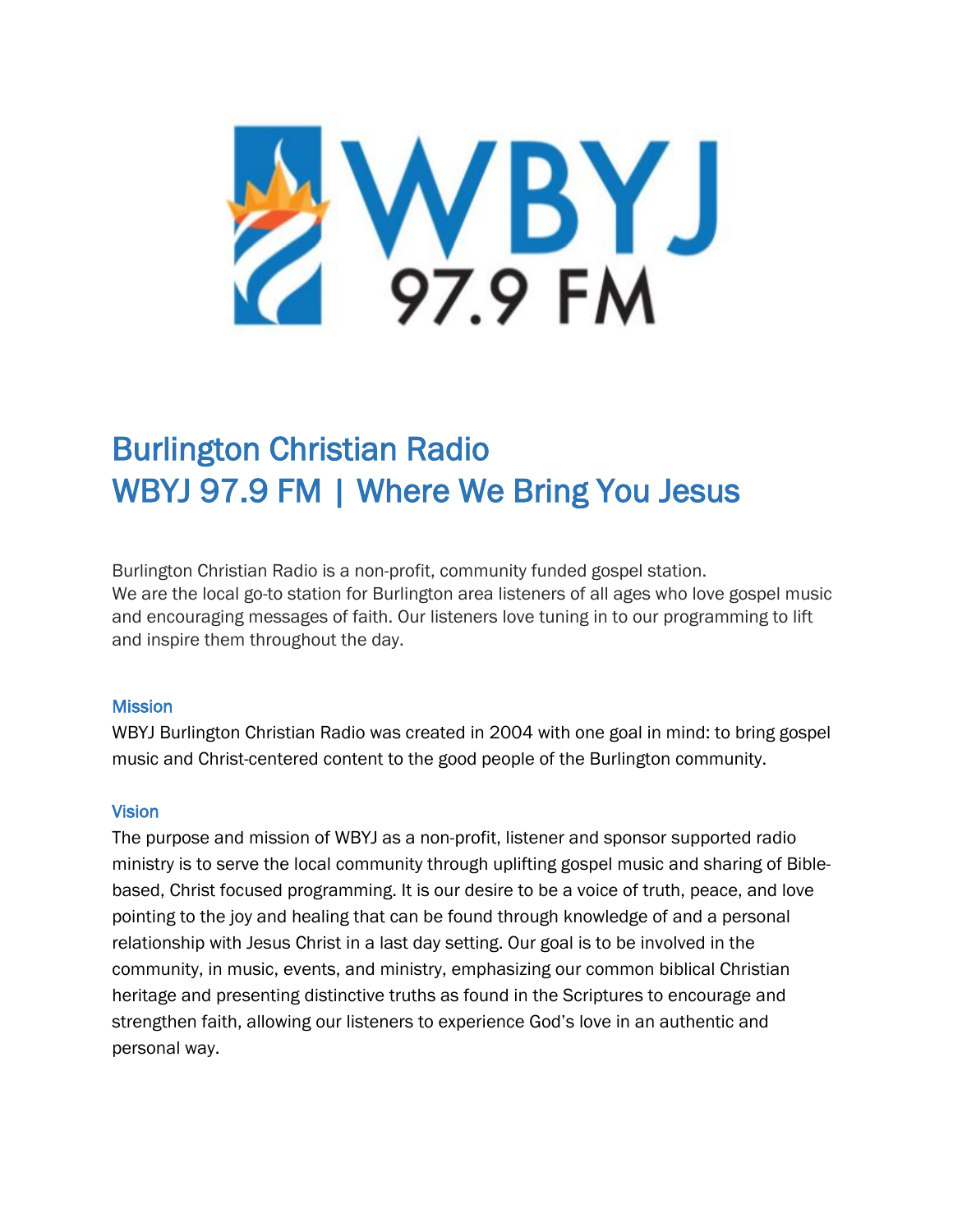# Burlington Christian Radio
# WBYJ 97.9 FM | Where We Bring You Jesus

Burlington Christian Radio is a non-profit, community funded gospel station.
We are the local go-to station for Burlington area listeners of all ages who love gospel music and encouraging messages of faith. Our listeners love tuning in to our programming to lift and inspire them throughout the day.

## Mission

WBYJ Burlington Christian Radio was created in 2004 with one goal in mind: to bring gospel music and Christ-centered content to the good people of the Burlington community.

## Vision

The purpose and mission of WBYJ as a non-profit, listener and sponsor supported radio ministry is to serve the local community through uplifting gospel music and sharing of Bible-based, Christ focused programming. It is our desire to be a voice of truth, peace, and love pointing to the joy and healing that can be found through knowledge of and a personal relationship with Jesus Christ in a last day setting. Our goal is to be involved in the community, in music, events, and ministry, emphasizing our common biblical Christian heritage and presenting distinctive truths as found in the Scriptures to encourage and strengthen faith, allowing our listeners to experience God's love in an authentic and personal way.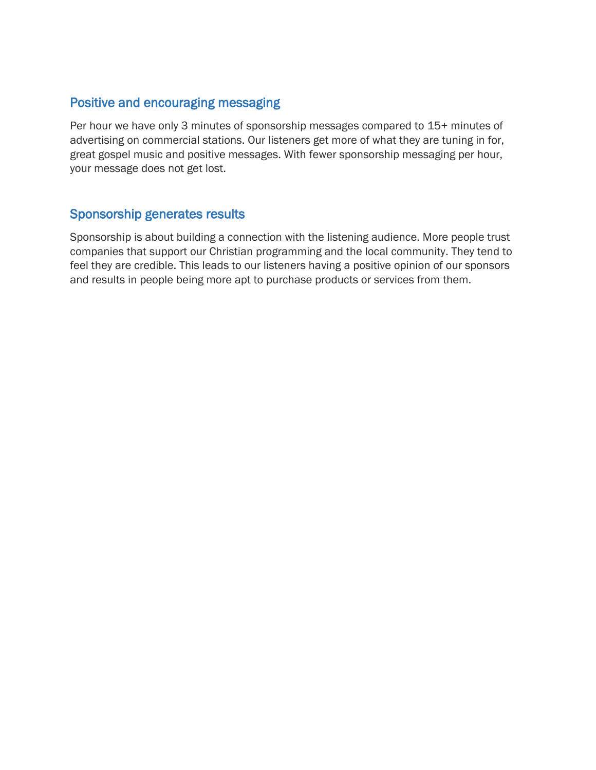## Positive and encouraging messaging

Per hour we have only 3 minutes of sponsorship messages compared to 15+ minutes of advertising on commercial stations. Our listeners get more of what they are tuning in for, great gospel music and positive messages. With fewer sponsorship messaging per hour, your message does not get lost.

## Sponsorship generates results

Sponsorship is about building a connection with the listening audience. More people trust companies that support our Christian programming and the local community. They tend to feel they are credible. This leads to our listeners having a positive opinion of our sponsors and results in people being more apt to purchase products or services from them.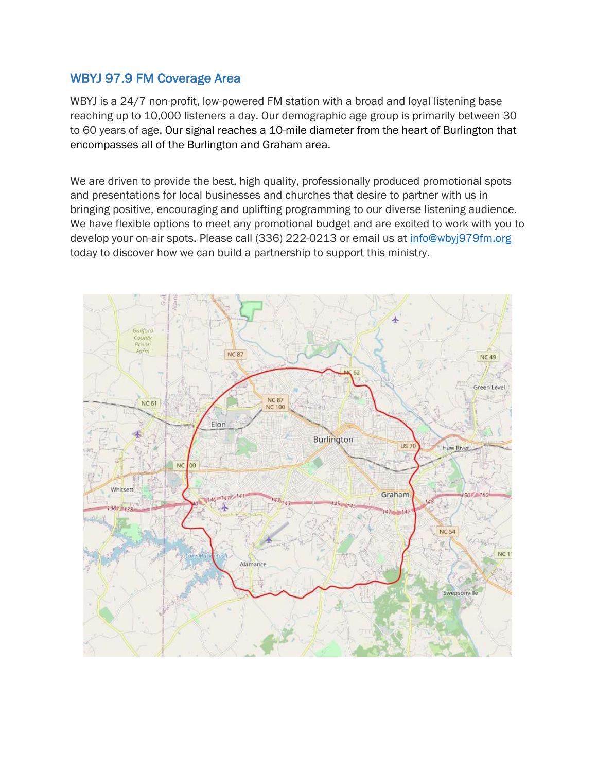## WBYJ 97.9 FM Coverage Area

WBYJ is a 24/7 non-profit, low-powered FM station with a broad and loyal listening base reaching up to 10,000 listeners a day. Our demographic age group is primarily between 30 to 60 years of age. Our signal reaches a 10-mile diameter from the heart of Burlington that encompasses all of the Burlington and Graham area.

We are driven to provide the best, high quality, professionally produced promotional spots and presentations for local businesses and churches that desire to partner with us in bringing positive, encouraging and uplifting programming to our diverse listening audience. We have flexible options to meet any promotional budget and are excited to work with you to develop your on-air spots. Please call (336) 222-0213 or email us at info@wbyj979fm.org today to discover how we can build a partnership to support this ministry.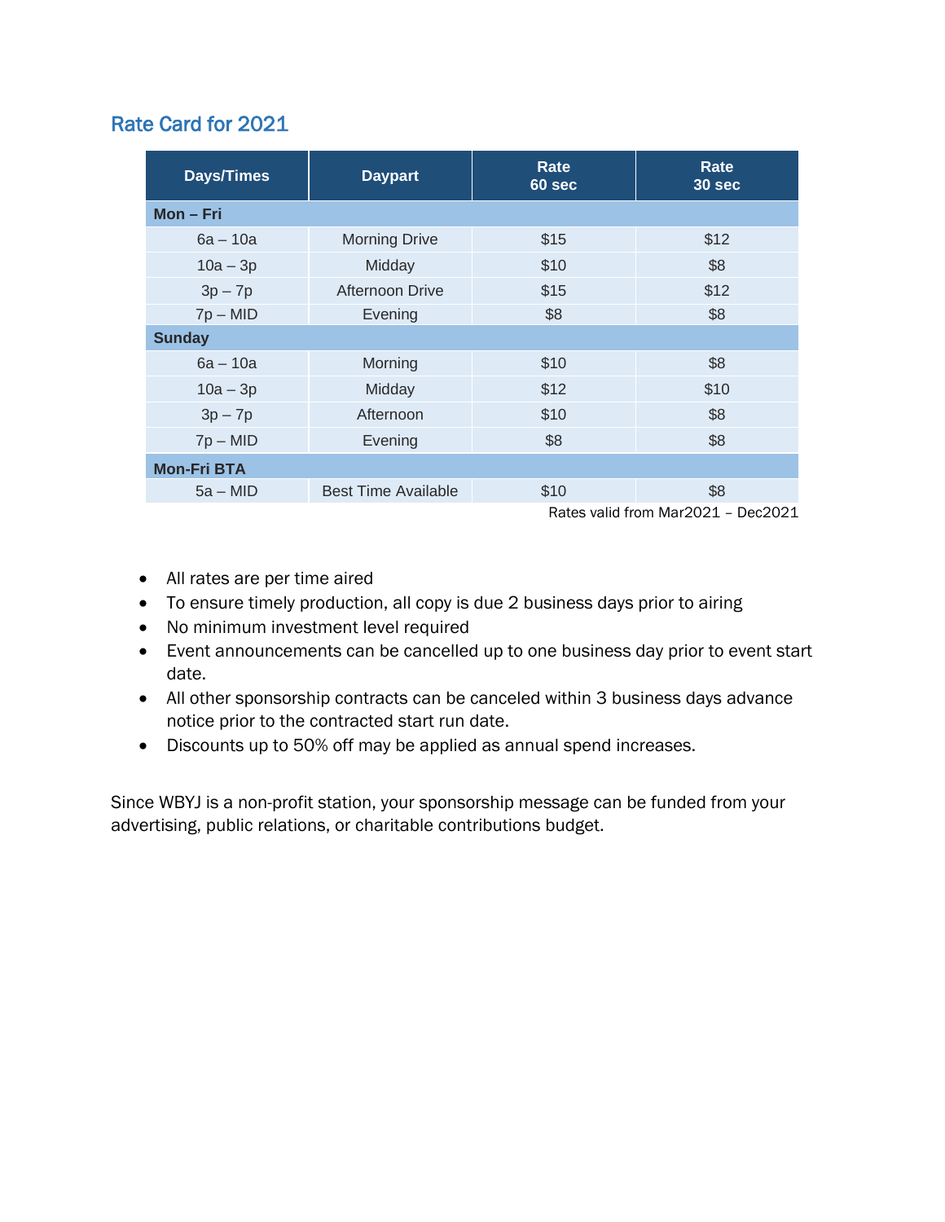## Rate Card for 2021

| Days/Times | Daypart | Rate 60 sec | Rate 30 sec |
|---|---|---|---|
| **Mon – Fri** | | | |
| 6a – 10a | Morning Drive | $15 | $12 |
| 10a – 3p | Midday | $10 | $8 |
| 3p – 7p | Afternoon Drive | $15 | $12 |
| 7p – MID | Evening | $8 | $8 |
| **Sunday** | | | |
| 6a – 10a | Morning | $10 | $8 |
| 10a – 3p | Midday | $12 | $10 |
| 3p – 7p | Afternoon | $10 | $8 |
| 7p – MID | Evening | $8 | $8 |
| **Mon-Fri BTA** | | | |
| 5a – MID | Best Time Available | $10 | $8 |

Rates valid from Mar2021 – Dec2021

- All rates are per time aired
- To ensure timely production, all copy is due 2 business days prior to airing
- No minimum investment level required
- Event announcements can be cancelled up to one business day prior to event start date.
- All other sponsorship contracts can be canceled within 3 business days advance notice prior to the contracted start run date.
- Discounts up to 50% off may be applied as annual spend increases.

Since WBYJ is a non-profit station, your sponsorship message can be funded from your advertising, public relations, or charitable contributions budget.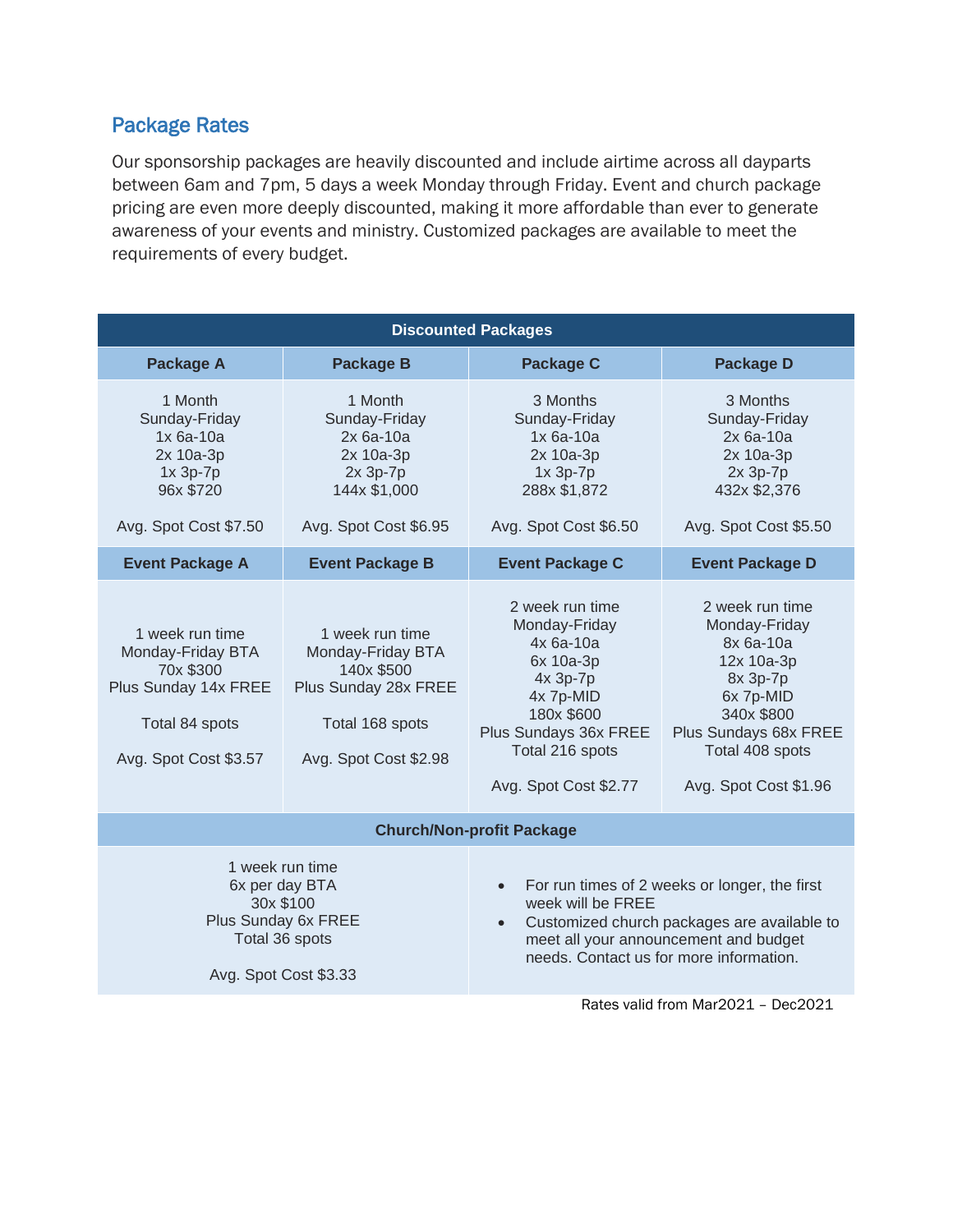## Package Rates

Our sponsorship packages are heavily discounted and include airtime across all dayparts between 6am and 7pm, 5 days a week Monday through Friday. Event and church package pricing are even more deeply discounted, making it more affordable than ever to generate awareness of your events and ministry. Customized packages are available to meet the requirements of every budget.

| Discounted Packages | | | |
|---|---|---|---|
| **Package A** | **Package B** | **Package C** | **Package D** |
| 1 Month<br>Sunday-Friday<br>1x 6a-10a<br>2x 10a-3p<br>1x 3p-7p<br>96x $720<br><br>Avg. Spot Cost $7.50 | 1 Month<br>Sunday-Friday<br>2x 6a-10a<br>2x 10a-3p<br>2x 3p-7p<br>144x $1,000<br><br>Avg. Spot Cost $6.95 | 3 Months<br>Sunday-Friday<br>1x 6a-10a<br>2x 10a-3p<br>1x 3p-7p<br>288x $1,872<br><br>Avg. Spot Cost $6.50 | 3 Months<br>Sunday-Friday<br>2x 6a-10a<br>2x 10a-3p<br>2x 3p-7p<br>432x $2,376<br><br>Avg. Spot Cost $5.50 |
| **Event Package A** | **Event Package B** | **Event Package C** | **Event Package D** |
| 1 week run time<br>Monday-Friday BTA<br>70x $300<br>Plus Sunday 14x FREE<br><br>Total 84 spots<br><br>Avg. Spot Cost $3.57 | 1 week run time<br>Monday-Friday BTA<br>140x $500<br>Plus Sunday 28x FREE<br><br>Total 168 spots<br><br>Avg. Spot Cost $2.98 | 2 week run time<br>Monday-Friday<br>4x 6a-10a<br>6x 10a-3p<br>4x 3p-7p<br>4x 7p-MID<br>180x $600<br>Plus Sundays 36x FREE<br>Total 216 spots<br><br>Avg. Spot Cost $2.77 | 2 week run time<br>Monday-Friday<br>8x 6a-10a<br>12x 10a-3p<br>8x 3p-7p<br>6x 7p-MID<br>340x $800<br>Plus Sundays 68x FREE<br>Total 408 spots<br><br>Avg. Spot Cost $1.96 |
| **Church/Non-profit Package** | | | |
| 1 week run time<br>6x per day BTA<br>30x $100<br>Plus Sunday 6x FREE<br>Total 36 spots<br><br>Avg. Spot Cost $3.33 | | • For run times of 2 weeks or longer, the first week will be FREE<br>• Customized church packages are available to meet all your announcement and budget needs. Contact us for more information. | |

Rates valid from Mar2021 – Dec2021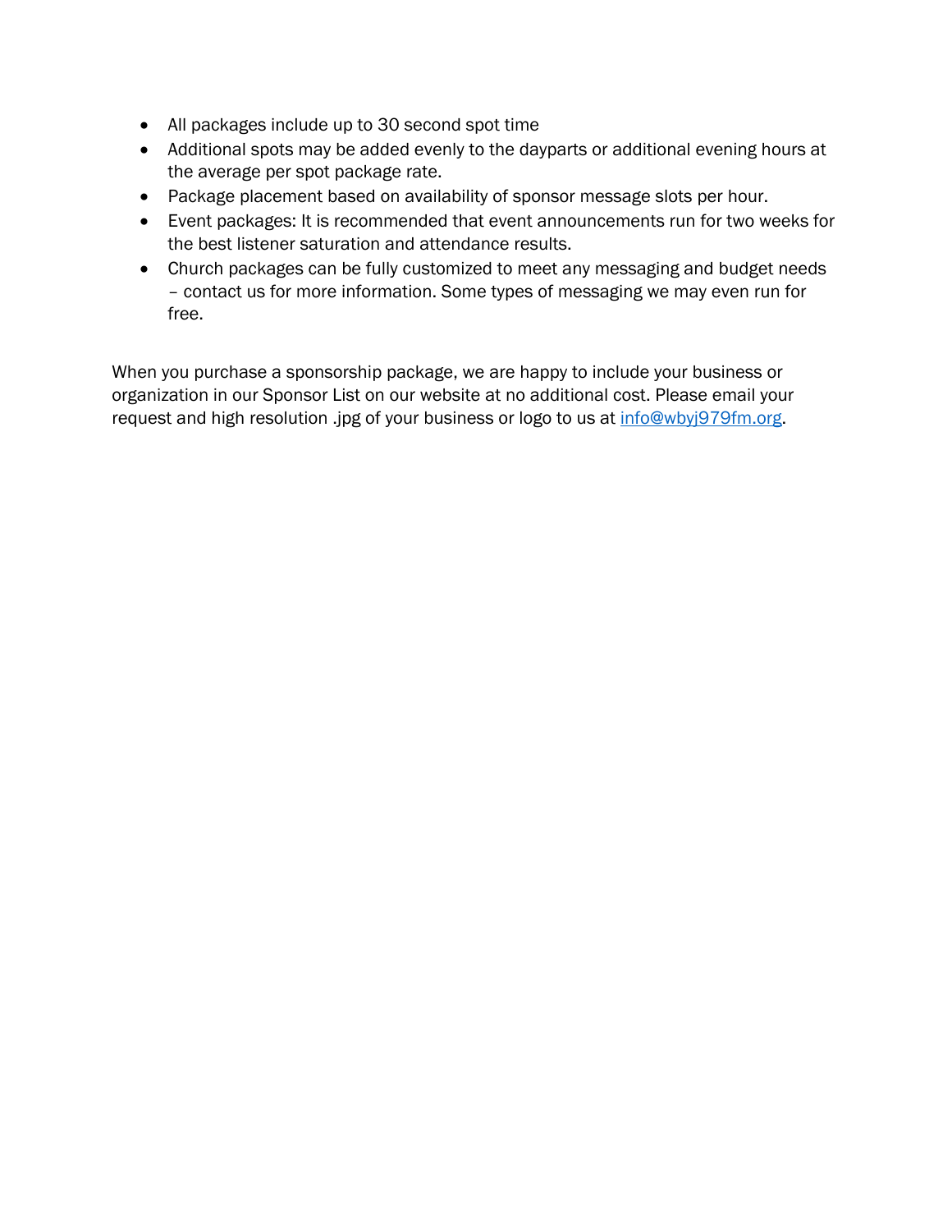- All packages include up to 30 second spot time
- Additional spots may be added evenly to the dayparts or additional evening hours at the average per spot package rate.
- Package placement based on availability of sponsor message slots per hour.
- Event packages: It is recommended that event announcements run for two weeks for the best listener saturation and attendance results.
- Church packages can be fully customized to meet any messaging and budget needs – contact us for more information. Some types of messaging we may even run for free.

When you purchase a sponsorship package, we are happy to include your business or organization in our Sponsor List on our website at no additional cost. Please email your request and high resolution .jpg of your business or logo to us at info@wbyj979fm.org.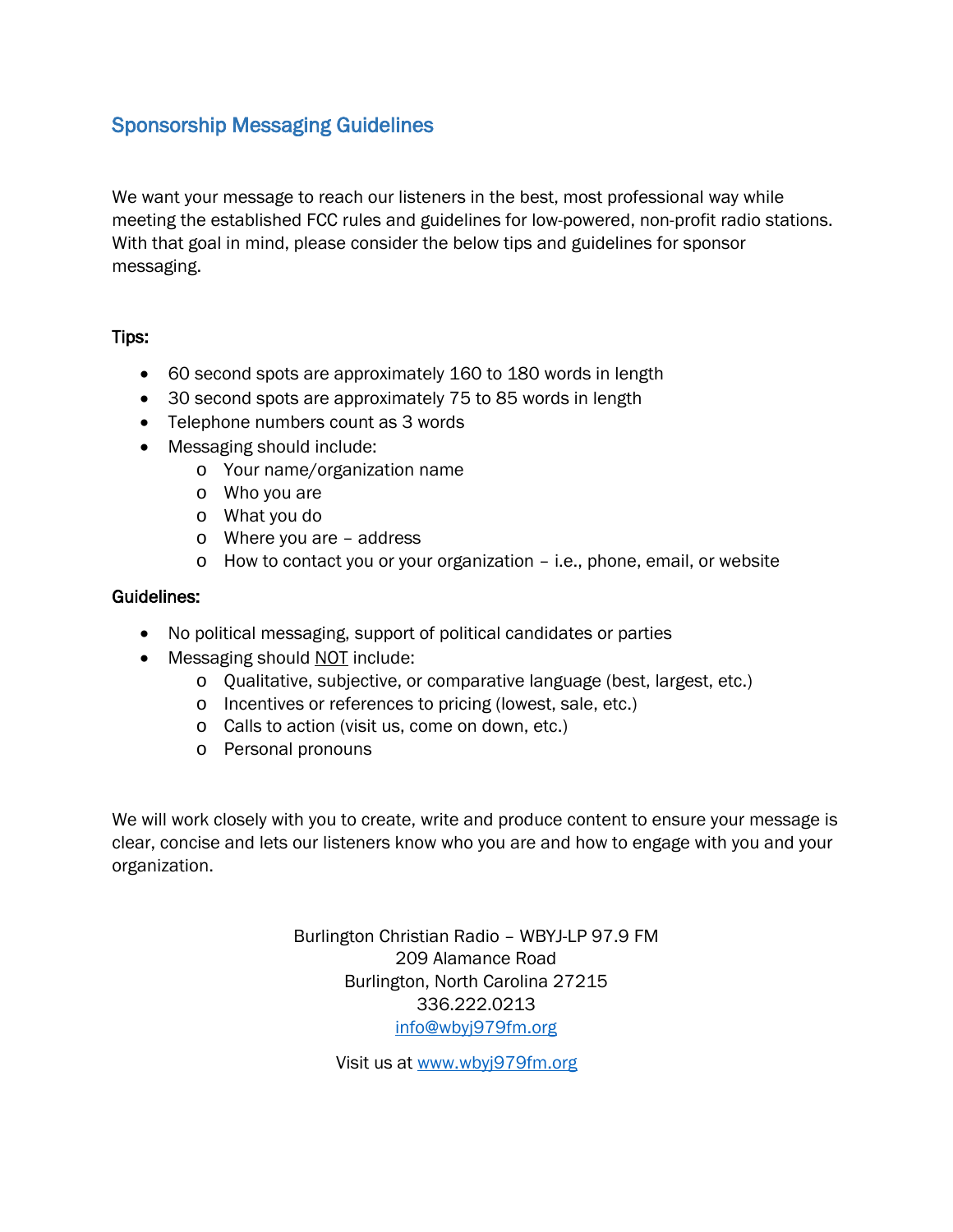## Sponsorship Messaging Guidelines

We want your message to reach our listeners in the best, most professional way while meeting the established FCC rules and guidelines for low-powered, non-profit radio stations. With that goal in mind, please consider the below tips and guidelines for sponsor messaging.

**Tips:**

- 60 second spots are approximately 160 to 180 words in length
- 30 second spots are approximately 75 to 85 words in length
- Telephone numbers count as 3 words
- Messaging should include:
  - Your name/organization name
  - Who you are
  - What you do
  - Where you are – address
  - How to contact you or your organization – i.e., phone, email, or website

**Guidelines:**

- No political messaging, support of political candidates or parties
- Messaging should <u>NOT</u> include:
  - Qualitative, subjective, or comparative language (best, largest, etc.)
  - Incentives or references to pricing (lowest, sale, etc.)
  - Calls to action (visit us, come on down, etc.)
  - Personal pronouns

We will work closely with you to create, write and produce content to ensure your message is clear, concise and lets our listeners know who you are and how to engage with you and your organization.

Burlington Christian Radio – WBYJ-LP 97.9 FM
209 Alamance Road
Burlington, North Carolina 27215
336.222.0213
info@wbyj979fm.org

Visit us at www.wbyj979fm.org